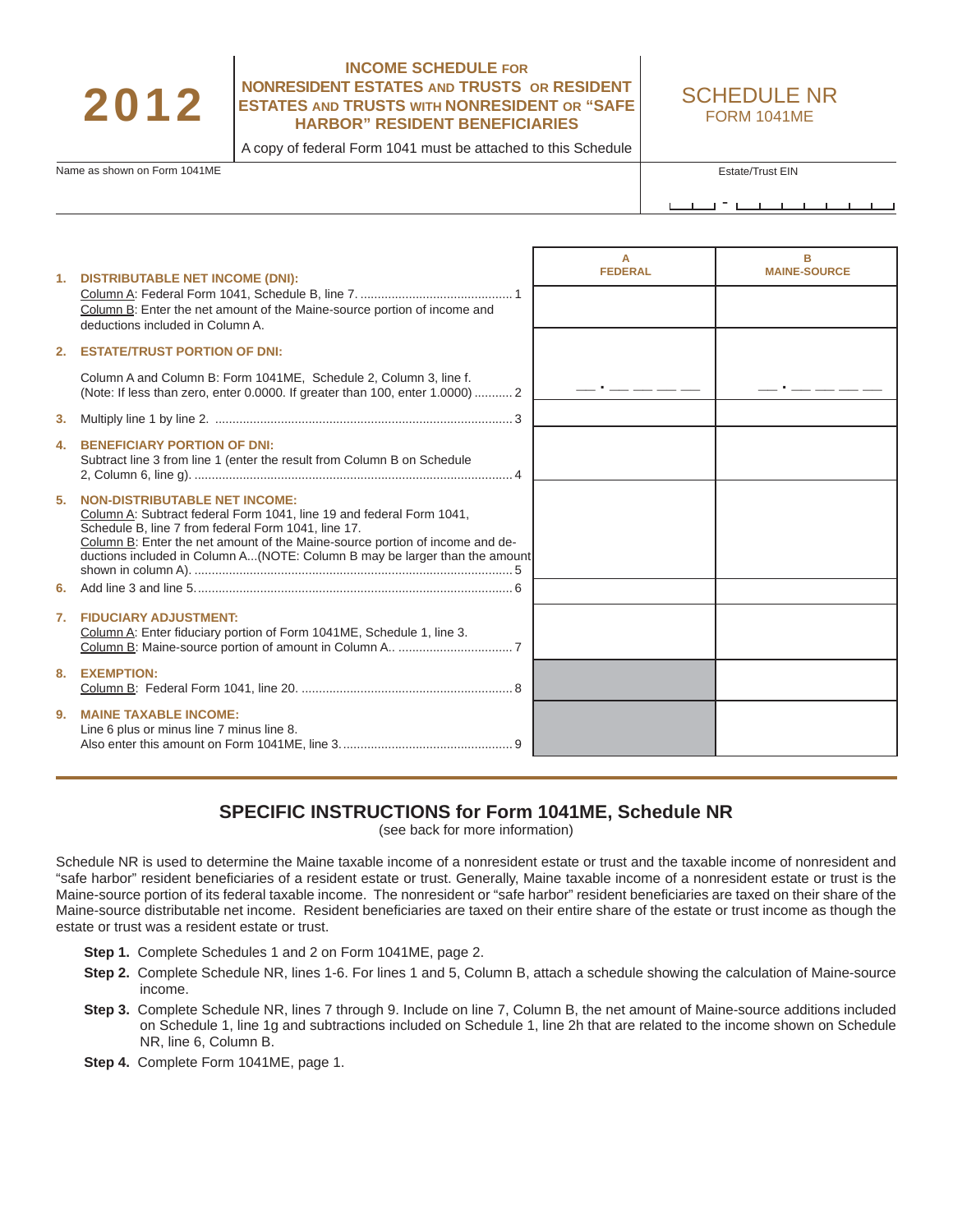# 2012

## INCOME SCHEDULE FOR NONRESIDENT ESTATES AND TRUSTS OR RESIDENT ESTATES AND TRUSTS WITH NONRESIDENT OR "SAFE HARBOR" RESIDENT BENEFICIARIES

A copy of federal Form 1041 must be attached to this Schedule

## SCHEDULE NR
FORM 1041ME

Name as shown on Form 1041ME

Estate/Trust EIN

| | A FEDERAL | B MAINE-SOURCE |
|---|---|---|
| **1. DISTRIBUTABLE NET INCOME (DNI):** Column A: Federal Form 1041, Schedule B, line 7. ........ 1 Column B: Enter the net amount of the Maine-source portion of income and deductions included in Column A. | | |
| **2. ESTATE/TRUST PORTION OF DNI:** Column A and Column B: Form 1041ME, Schedule 2, Column 3, line f. (Note: If less than zero, enter 0.0000. If greater than 100, enter 1.0000) ........ 2 | __ . __ __ __ __ | __ . __ __ __ __ |
| **3.** Multiply line 1 by line 2. ........ 3 | | |
| **4. BENEFICIARY PORTION OF DNI:** Subtract line 3 from line 1 (enter the result from Column B on Schedule 2, Column 6, line g). ........ 4 | | |
| **5. NON-DISTRIBUTABLE NET INCOME:** Column A: Subtract federal Form 1041, line 19 and federal Form 1041, Schedule B, line 7 from federal Form 1041, line 17. Column B: Enter the net amount of the Maine-source portion of income and deductions included in Column A...(NOTE: Column B may be larger than the amount shown in column A). ........ 5 | | |
| **6.** Add line 3 and line 5. ........ 6 | | |
| **7. FIDUCIARY ADJUSTMENT:** Column A: Enter fiduciary portion of Form 1041ME, Schedule 1, line 3. Column B: Maine-source portion of amount in Column A.. ........ 7 | | |
| **8. EXEMPTION:** Column B: Federal Form 1041, line 20. ........ 8 | | |
| **9. MAINE TAXABLE INCOME:** Line 6 plus or minus line 7 minus line 8. Also enter this amount on Form 1041ME, line 3. ........ 9 | | |

## SPECIFIC INSTRUCTIONS for Form 1041ME, Schedule NR

(see back for more information)

Schedule NR is used to determine the Maine taxable income of a nonresident estate or trust and the taxable income of nonresident and "safe harbor" resident beneficiaries of a resident estate or trust. Generally, Maine taxable income of a nonresident estate or trust is the Maine-source portion of its federal taxable income. The nonresident or "safe harbor" resident beneficiaries are taxed on their share of the Maine-source distributable net income. Resident beneficiaries are taxed on their entire share of the estate or trust income as though the estate or trust was a resident estate or trust.

**Step 1.** Complete Schedules 1 and 2 on Form 1041ME, page 2.

**Step 2.** Complete Schedule NR, lines 1-6. For lines 1 and 5, Column B, attach a schedule showing the calculation of Maine-source income.

**Step 3.** Complete Schedule NR, lines 7 through 9. Include on line 7, Column B, the net amount of Maine-source additions included on Schedule 1, line 1g and subtractions included on Schedule 1, line 2h that are related to the income shown on Schedule NR, line 6, Column B.

**Step 4.** Complete Form 1041ME, page 1.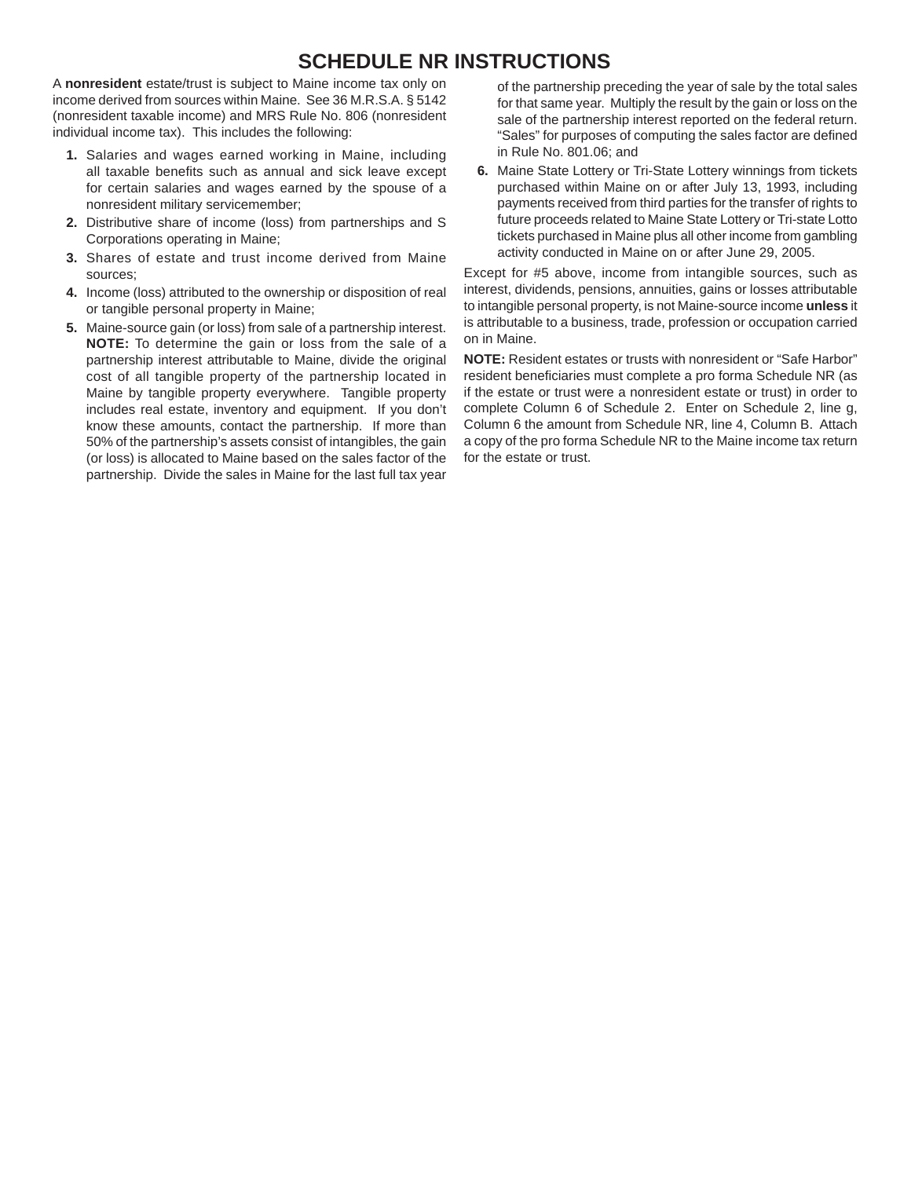# SCHEDULE NR INSTRUCTIONS

A **nonresident** estate/trust is subject to Maine income tax only on income derived from sources within Maine. See 36 M.R.S.A. § 5142 (nonresident taxable income) and MRS Rule No. 806 (nonresident individual income tax). This includes the following:

1. Salaries and wages earned working in Maine, including all taxable benefits such as annual and sick leave except for certain salaries and wages earned by the spouse of a nonresident military servicemember;
2. Distributive share of income (loss) from partnerships and S Corporations operating in Maine;
3. Shares of estate and trust income derived from Maine sources;
4. Income (loss) attributed to the ownership or disposition of real or tangible personal property in Maine;
5. Maine-source gain (or loss) from sale of a partnership interest. **NOTE:** To determine the gain or loss from the sale of a partnership interest attributable to Maine, divide the original cost of all tangible property of the partnership located in Maine by tangible property everywhere. Tangible property includes real estate, inventory and equipment. If you don't know these amounts, contact the partnership. If more than 50% of the partnership's assets consist of intangibles, the gain (or loss) is allocated to Maine based on the sales factor of the partnership. Divide the sales in Maine for the last full tax year of the partnership preceding the year of sale by the total sales for that same year. Multiply the result by the gain or loss on the sale of the partnership interest reported on the federal return. "Sales" for purposes of computing the sales factor are defined in Rule No. 801.06; and
6. Maine State Lottery or Tri-State Lottery winnings from tickets purchased within Maine on or after July 13, 1993, including payments received from third parties for the transfer of rights to future proceeds related to Maine State Lottery or Tri-state Lotto tickets purchased in Maine plus all other income from gambling activity conducted in Maine on or after June 29, 2005.

Except for #5 above, income from intangible sources, such as interest, dividends, pensions, annuities, gains or losses attributable to intangible personal property, is not Maine-source income **unless** it is attributable to a business, trade, profession or occupation carried on in Maine.

**NOTE:** Resident estates or trusts with nonresident or "Safe Harbor" resident beneficiaries must complete a pro forma Schedule NR (as if the estate or trust were a nonresident estate or trust) in order to complete Column 6 of Schedule 2. Enter on Schedule 2, line g, Column 6 the amount from Schedule NR, line 4, Column B. Attach a copy of the pro forma Schedule NR to the Maine income tax return for the estate or trust.